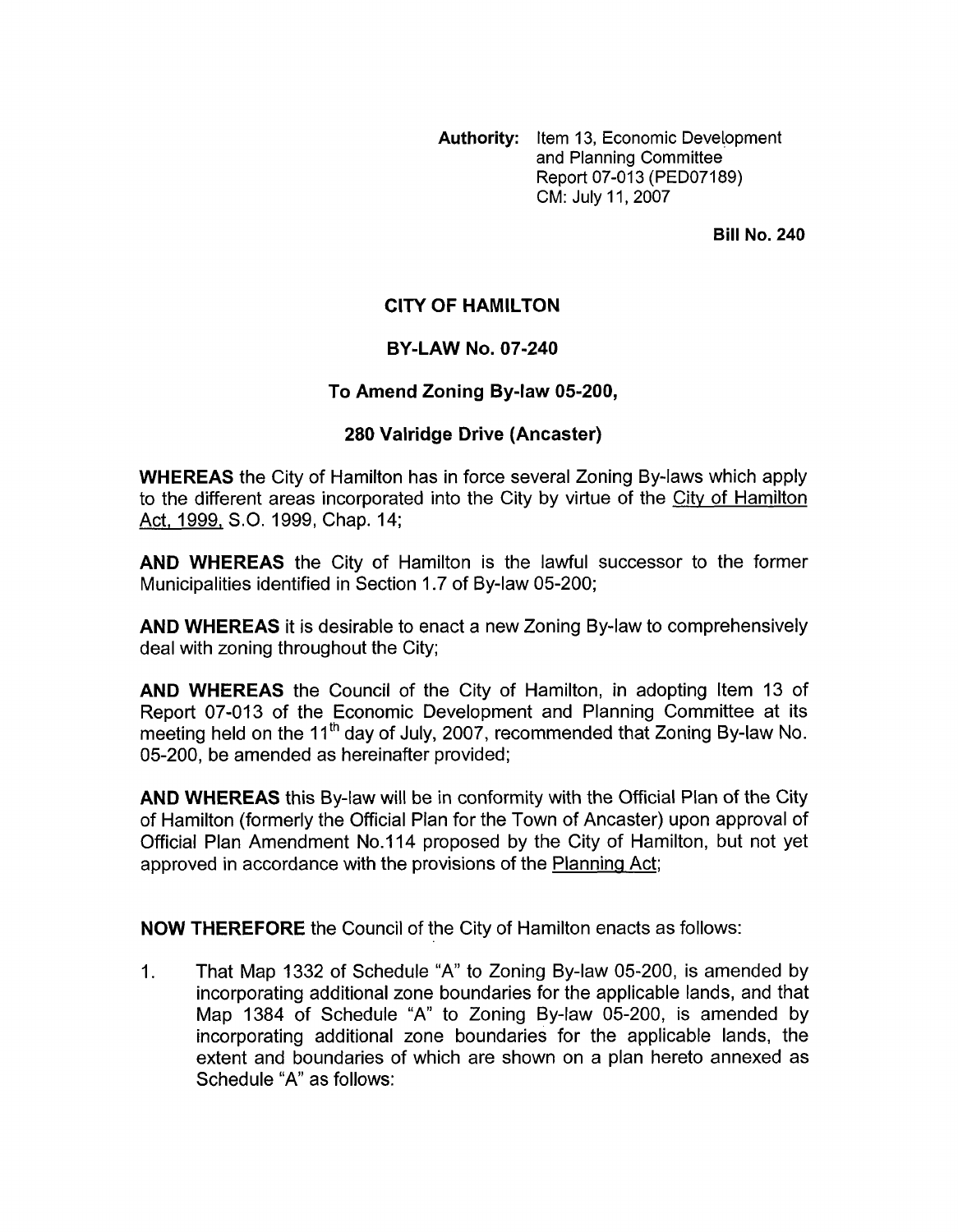**Authority:** Item 13, Economic Development and Planning Committee Report 07-013 (PED07189) CM: July 11, 2007

**Bill No. 240**

# CITY OF HAMILTON

## BY-LAW No. 07-240

## To Amend Zoning By-law 05-200,

## 280 Valridge Drive (Ancaster)

**WHEREAS** the City of Hamilton has in force several Zoning By-laws which apply to the different areas incorporated into the City by virtue of the City of Hamilton Act, 1999, S.O. 1999, Chap. 14;

**AND WHEREAS** the City of Hamilton is the lawful successor to the former Municipalities identified in Section 1.7 of By-law 05-200;

**AND WHEREAS** it is desirable to enact a new Zoning By-law to comprehensively deal with zoning throughout the City;

**AND WHEREAS** the Council of the City of Hamilton, in adopting Item 13 of Report 07-013 of the Economic Development and Planning Committee at its meeting held on the 11th day of July, 2007, recommended that Zoning By-law No. 05-200, be amended as hereinafter provided;

**AND WHEREAS** this By-law will be in conformity with the Official Plan of the City of Hamilton (formerly the Official Plan for the Town of Ancaster) upon approval of Official Plan Amendment No.114 proposed by the City of Hamilton, but not yet approved in accordance with the provisions of the Planning Act;

**NOW THEREFORE** the Council of the City of Hamilton enacts as follows:

1. That Map 1332 of Schedule "A" to Zoning By-law 05-200, is amended by incorporating additional zone boundaries for the applicable lands, and that Map 1384 of Schedule "A" to Zoning By-law 05-200, is amended by incorporating additional zone boundaries for the applicable lands, the extent and boundaries of which are shown on a plan hereto annexed as Schedule "A" as follows: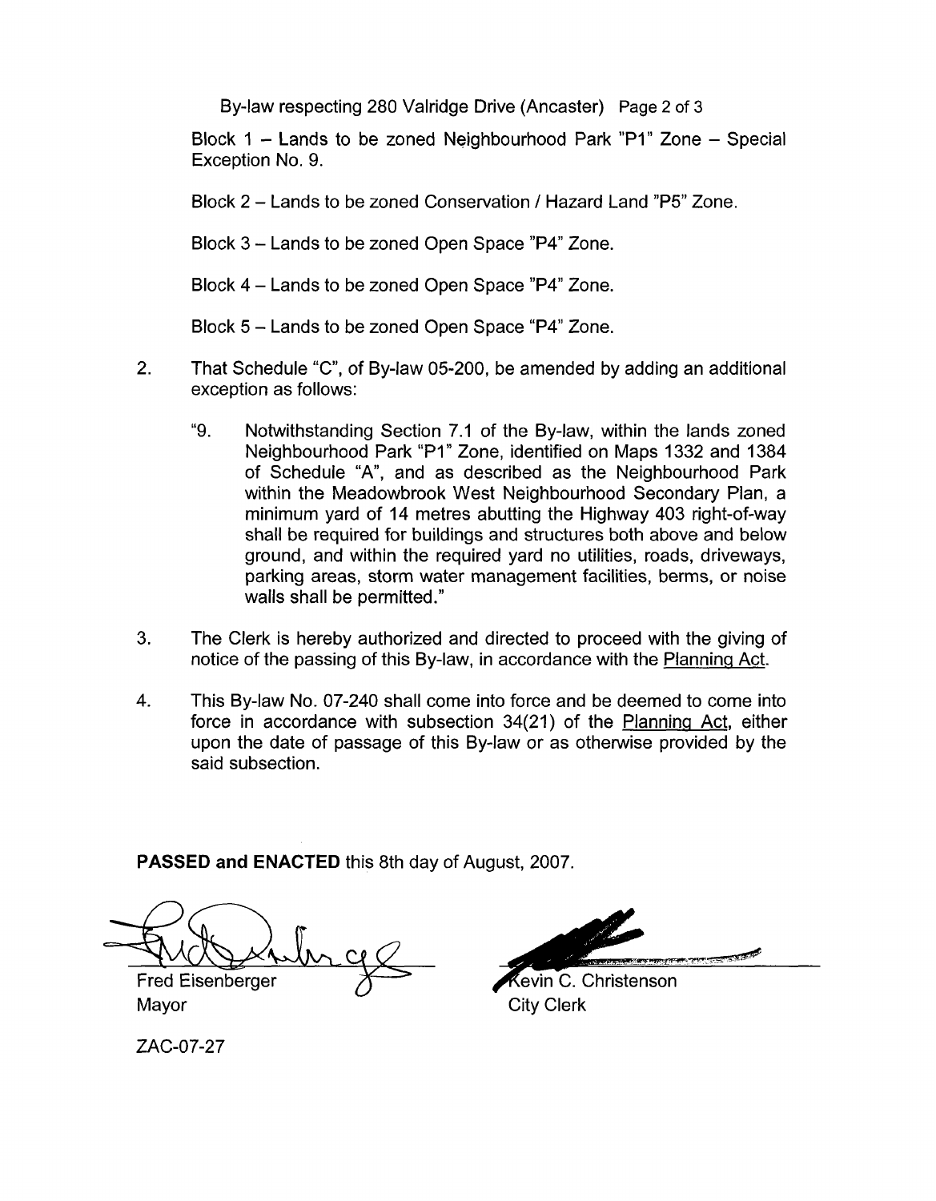Block 1 – Lands to be zoned Neighbourhood Park "P1" Zone – Special Exception No. 9.

Block 2 – Lands to be zoned Conservation / Hazard Land "P5" Zone.

Block 3 – Lands to be zoned Open Space "P4" Zone.

Block 4 – Lands to be zoned Open Space "P4" Zone.

Block 5 – Lands to be zoned Open Space "P4" Zone.

2. That Schedule "C", of By-law 05-200, be amended by adding an additional exception as follows:

   "9. Notwithstanding Section 7.1 of the By-law, within the lands zoned Neighbourhood Park "P1" Zone, identified on Maps 1332 and 1384 of Schedule "A", and as described as the Neighbourhood Park within the Meadowbrook West Neighbourhood Secondary Plan, a minimum yard of 14 metres abutting the Highway 403 right-of-way shall be required for buildings and structures both above and below ground, and within the required yard no utilities, roads, driveways, parking areas, storm water management facilities, berms, or noise walls shall be permitted."

3. The Clerk is hereby authorized and directed to proceed with the giving of notice of the passing of this By-law, in accordance with the Planning Act.

4. This By-law No. 07-240 shall come into force and be deemed to come into force in accordance with subsection 34(21) of the Planning Act, either upon the date of passage of this By-law or as otherwise provided by the said subsection.

**PASSED and ENACTED** this 8th day of August, 2007.

Fred Eisenberger
Mayor

Kevin C. Christenson
City Clerk

ZAC-07-27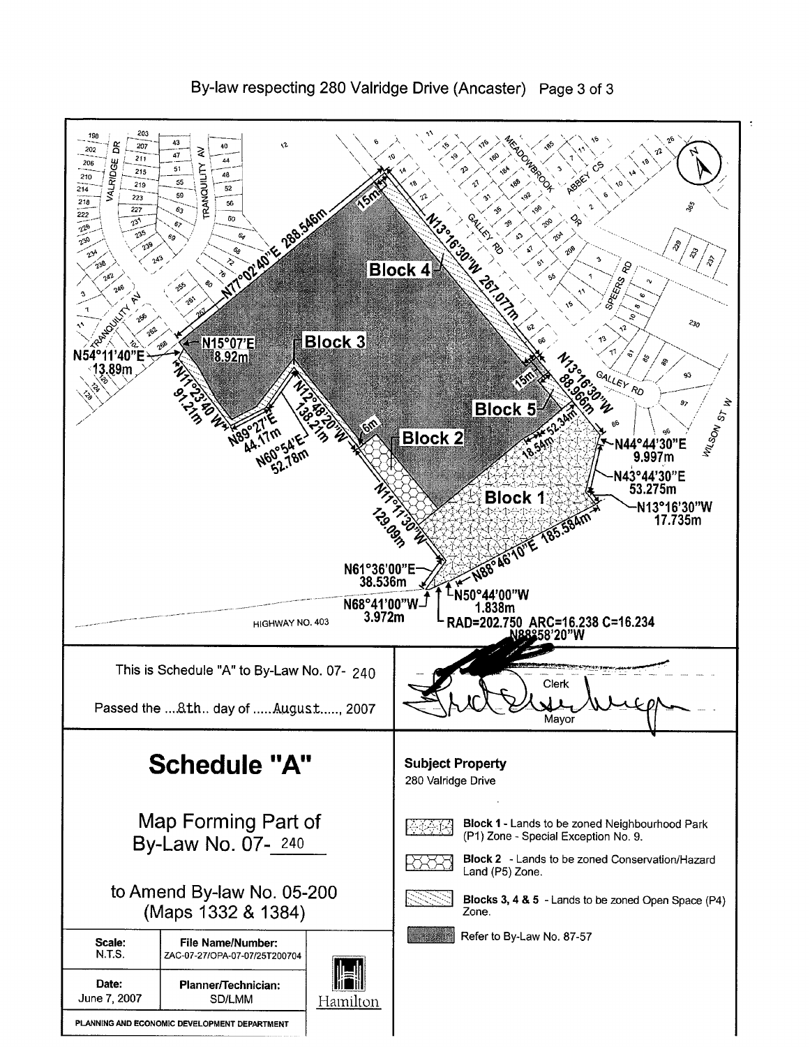By-law respecting 280 Valridge Drive (Ancaster) Page 3 of 3

Block 1

Block 2

Block 3

Block 4

Block 5

N77°02'40"E 288.546m

15m

N13°16'30"W 267.077m

15m

N13°16'30"W 88.966m

N54°11'40"E 13.89m

N15°07'E 8.92m

N11°23'40"W 91.21m

N89°27'E 44.17m

N60°54'E 52.78m

N12°48'20"W 138.21m

6m

N11°11'30"W 129.09m

18.54m

52.34m

N44°44'30"E 9.997m

N43°44'30"E 53.275m

N13°16'30"W 17.735m

N88°46'10"E 185.584m

N61°36'00"E 38.536m

N68°41'00"W 3.972m

N50°44'00"W 1.838m

RAD=202.750 ARC=16.238 C=16.234

N88°58'20"W

HIGHWAY NO. 403

VALRIDGE DR

TRANQUILITY AV

MEADOWBROOK DR

ABBEY CS

GALLEY RD

SPEERS RD

WILSON ST W

This is Schedule "A" to By-Law No. 07- 240

Passed the ...8th.. day of .....August....., 2007

Clerk

Mayor

# Schedule "A"

Map Forming Part of By-Law No. 07- 240

to Amend By-law No. 05-200 (Maps 1332 & 1384)

| Scale: | File Name/Number: |
|---|---|
| N.T.S. | ZAC-07-27/OPA-07-07/25T200704 |
| **Date:** | **Planner/Technician:** |
| June 7, 2007 | SD/LMM |

Hamilton

PLANNING AND ECONOMIC DEVELOPMENT DEPARTMENT

**Subject Property**

280 Valridge Drive

- **Block 1** - Lands to be zoned Neighbourhood Park (P1) Zone - Special Exception No. 9.
- **Block 2** - Lands to be zoned Conservation/Hazard Land (P5) Zone.
- **Blocks 3, 4 & 5** - Lands to be zoned Open Space (P4) Zone.
- Refer to By-Law No. 87-57